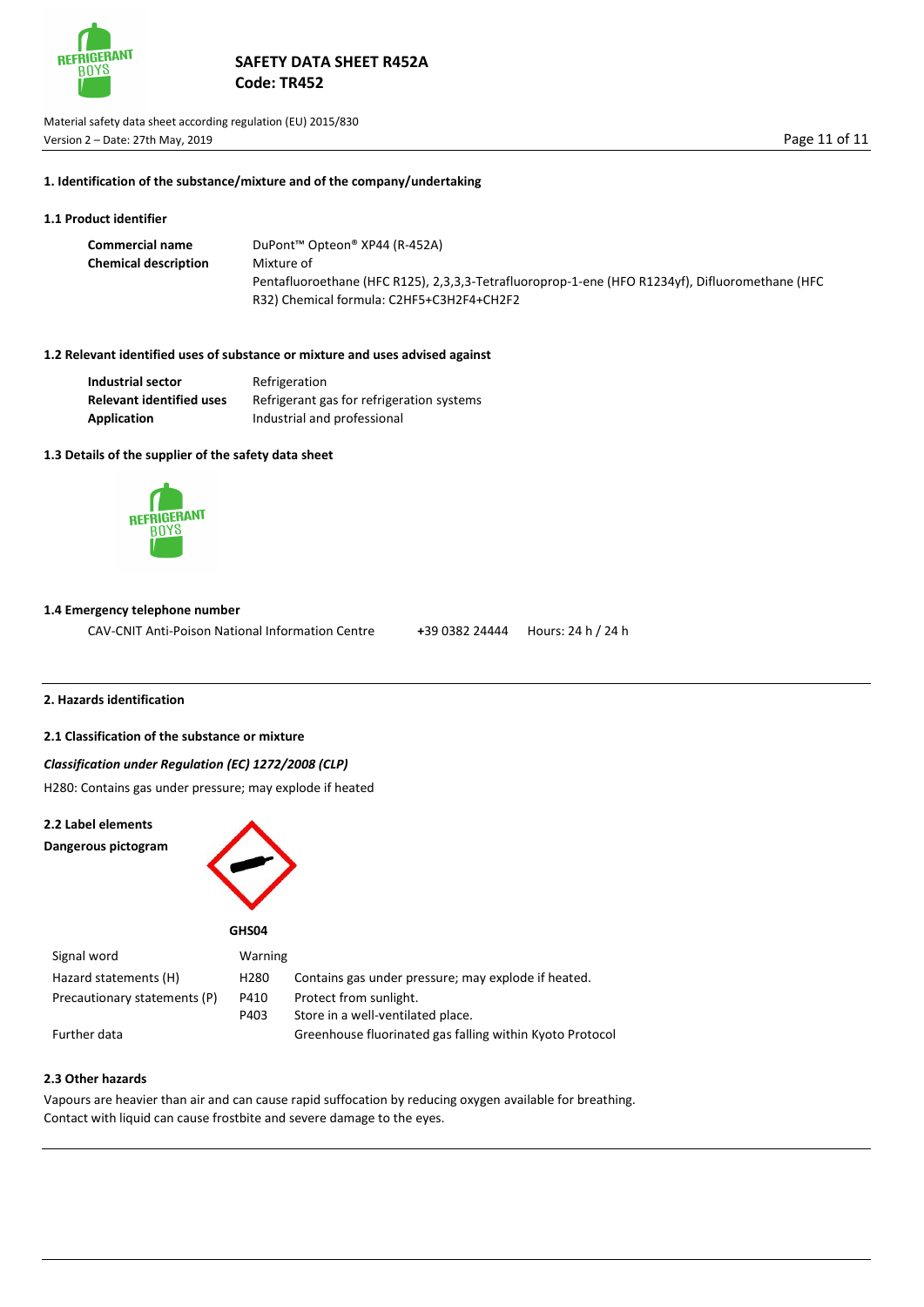## 1. Identification of the substance/mixture and of the company/undertaking

### 1.1 Product identifier

| | |
|---|---|
| **Commercial name** | DuPont™ Opteon® XP44 (R-452A) |
| **Chemical description** | Mixture of Pentafluoroethane (HFC R125), 2,3,3,3-Tetrafluoroprop-1-ene (HFO R1234yf), Difluoromethane (HFC R32) Chemical formula: $C_2HF_5+C_3H_2F_4+CH_2F_2$ |

### 1.2 Relevant identified uses of substance or mixture and uses advised against

| | |
|---|---|
| **Industrial sector** | Refrigeration |
| **Relevant identified uses** | Refrigerant gas for refrigeration systems |
| **Application** | Industrial and professional |

### 1.3 Details of the supplier of the safety data sheet

### 1.4 Emergency telephone number

CAV-CNIT Anti-Poison National Information Centre +39 0382 24444 Hours: 24 h / 24 h

## 2. Hazards identification

### 2.1 Classification of the substance or mixture

***Classification under Regulation (EC) 1272/2008 (CLP)***

H280: Contains gas under pressure; may explode if heated

### 2.2 Label elements

**Dangerous pictogram**

**GHS04**

| | | |
|---|---|---|
| Signal word | Warning | |
| Hazard statements (H) | H280 | Contains gas under pressure; may explode if heated. |
| Precautionary statements (P) | P410 | Protect from sunlight. |
| | P403 | Store in a well-ventilated place. |
| Further data | | Greenhouse fluorinated gas falling within Kyoto Protocol |

### 2.3 Other hazards

Vapours are heavier than air and can cause rapid suffocation by reducing oxygen available for breathing.
Contact with liquid can cause frostbite and severe damage to the eyes.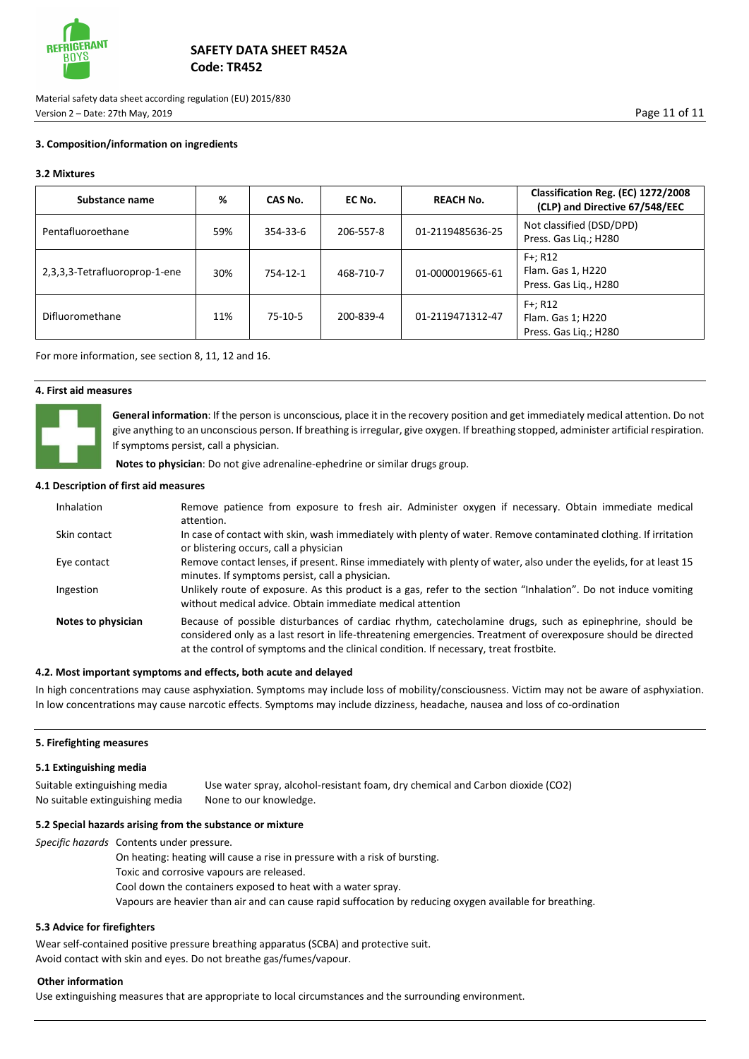### 3. Composition/information on ingredients

#### 3.2 Mixtures

| Substance name | % | CAS No. | EC No. | REACH No. | Classification Reg. (EC) 1272/2008 (CLP) and Directive 67/548/EEC |
|---|---|---|---|---|---|
| Pentafluoroethane | 59% | 354-33-6 | 206-557-8 | 01-2119485636-25 | Not classified (DSD/DPD)<br>Press. Gas Liq.; H280 |
| 2,3,3,3-Tetrafluoroprop-1-ene | 30% | 754-12-1 | 468-710-7 | 01-0000019665-61 | F+; R12<br>Flam. Gas 1, H220<br>Press. Gas Liq., H280 |
| Difluoromethane | 11% | 75-10-5 | 200-839-4 | 01-2119471312-47 | F+; R12<br>Flam. Gas 1; H220<br>Press. Gas Liq.; H280 |

For more information, see section 8, 11, 12 and 16.

### 4. First aid measures

**General information**: If the person is unconscious, place it in the recovery position and get immediately medical attention. Do not give anything to an unconscious person. If breathing is irregular, give oxygen. If breathing stopped, administer artificial respiration. If symptoms persist, call a physician.

**Notes to physician**: Do not give adrenaline-ephedrine or similar drugs group.

#### 4.1 Description of first aid measures

| | |
|---|---|
| Inhalation | Remove patience from exposure to fresh air. Administer oxygen if necessary. Obtain immediate medical attention. |
| Skin contact | In case of contact with skin, wash immediately with plenty of water. Remove contaminated clothing. If irritation or blistering occurs, call a physician |
| Eye contact | Remove contact lenses, if present. Rinse immediately with plenty of water, also under the eyelids, for at least 15 minutes. If symptoms persist, call a physician. |
| Ingestion | Unlikely route of exposure. As this product is a gas, refer to the section "Inhalation". Do not induce vomiting without medical advice. Obtain immediate medical attention |
| **Notes to physician** | Because of possible disturbances of cardiac rhythm, catecholamine drugs, such as epinephrine, should be considered only as a last resort in life-threatening emergencies. Treatment of overexposure should be directed at the control of symptoms and the clinical condition. If necessary, treat frostbite. |

#### 4.2. Most important symptoms and effects, both acute and delayed

In high concentrations may cause asphyxiation. Symptoms may include loss of mobility/consciousness. Victim may not be aware of asphyxiation. In low concentrations may cause narcotic effects. Symptoms may include dizziness, headache, nausea and loss of co-ordination

### 5. Firefighting measures

#### 5.1 Extinguishing media

| | |
|---|---|
| Suitable extinguishing media | Use water spray, alcohol-resistant foam, dry chemical and Carbon dioxide ($CO_2$) |
| No suitable extinguishing media | None to our knowledge. |

#### 5.2 Special hazards arising from the substance or mixture

*Specific hazards* Contents under pressure.
On heating: heating will cause a rise in pressure with a risk of bursting.
Toxic and corrosive vapours are released.
Cool down the containers exposed to heat with a water spray.
Vapours are heavier than air and can cause rapid suffocation by reducing oxygen available for breathing.

#### 5.3 Advice for firefighters

Wear self-contained positive pressure breathing apparatus (SCBA) and protective suit.
Avoid contact with skin and eyes. Do not breathe gas/fumes/vapour.

**Other information**

Use extinguishing measures that are appropriate to local circumstances and the surrounding environment.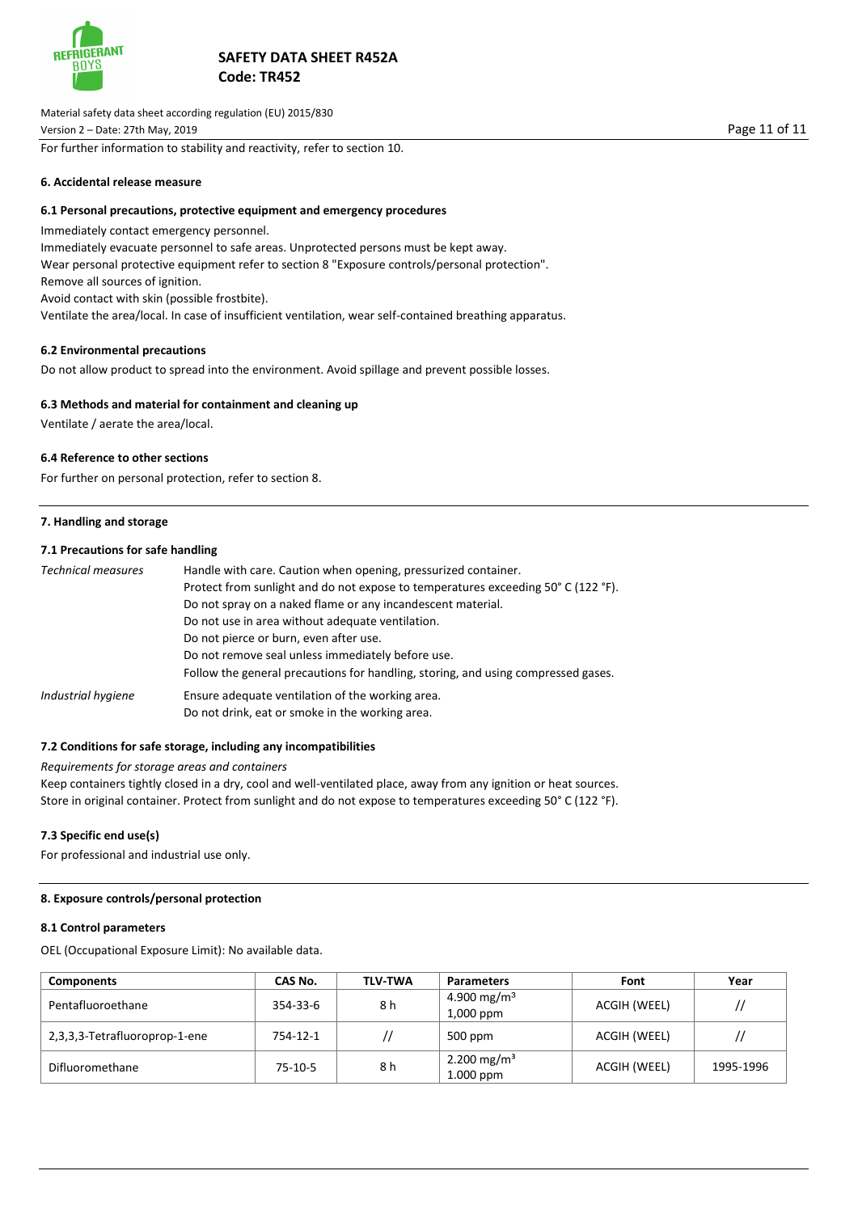For further information to stability and reactivity, refer to section 10.

## 6. Accidental release measure

### 6.1 Personal precautions, protective equipment and emergency procedures

Immediately contact emergency personnel.
Immediately evacuate personnel to safe areas. Unprotected persons must be kept away.
Wear personal protective equipment refer to section 8 "Exposure controls/personal protection".
Remove all sources of ignition.
Avoid contact with skin (possible frostbite).
Ventilate the area/local. In case of insufficient ventilation, wear self-contained breathing apparatus.

### 6.2 Environmental precautions

Do not allow product to spread into the environment. Avoid spillage and prevent possible losses.

### 6.3 Methods and material for containment and cleaning up

Ventilate / aerate the area/local.

### 6.4 Reference to other sections

For further on personal protection, refer to section 8.

## 7. Handling and storage

### 7.1 Precautions for safe handling

*Technical measures*

Handle with care. Caution when opening, pressurized container.
Protect from sunlight and do not expose to temperatures exceeding 50° C (122 °F).
Do not spray on a naked flame or any incandescent material.
Do not use in area without adequate ventilation.
Do not pierce or burn, even after use.
Do not remove seal unless immediately before use.
Follow the general precautions for handling, storing, and using compressed gases.

*Industrial hygiene*

Ensure adequate ventilation of the working area.
Do not drink, eat or smoke in the working area.

### 7.2 Conditions for safe storage, including any incompatibilities

*Requirements for storage areas and containers*

Keep containers tightly closed in a dry, cool and well-ventilated place, away from any ignition or heat sources.
Store in original container. Protect from sunlight and do not expose to temperatures exceeding 50° C (122 °F).

### 7.3 Specific end use(s)

For professional and industrial use only.

## 8. Exposure controls/personal protection

### 8.1 Control parameters

OEL (Occupational Exposure Limit): No available data.

| Components | CAS No. | TLV-TWA | Parameters | Font | Year |
|---|---|---|---|---|---|
| Pentafluoroethane | 354-33-6 | 8 h | 4.900 mg/m³ 1,000 ppm | ACGIH (WEEL) | // |
| 2,3,3,3-Tetrafluoroprop-1-ene | 754-12-1 | // | 500 ppm | ACGIH (WEEL) | // |
| Difluoromethane | 75-10-5 | 8 h | 2.200 mg/m³ 1.000 ppm | ACGIH (WEEL) | 1995-1996 |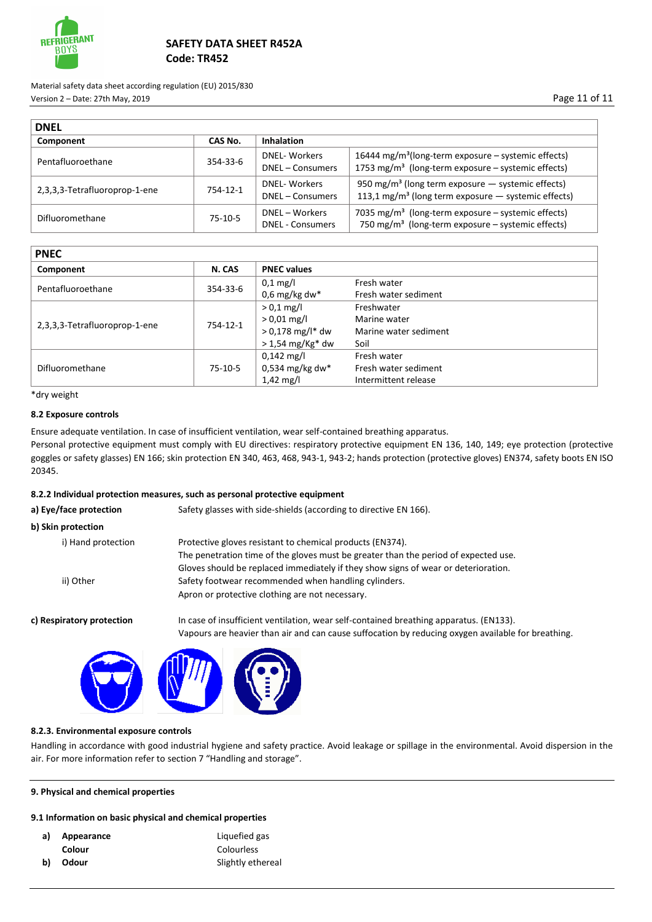| DNEL | | | |
|---|---|---|---|
| **Component** | **CAS No.** | **Inhalation** | |
| Pentafluoroethane | 354-33-6 | DNEL- Workers<br>DNEL – Consumers | 16444 mg/m³(long-term exposure – systemic effects)<br>1753 mg/m³ (long-term exposure – systemic effects) |
| 2,3,3,3-Tetrafluoroprop-1-ene | 754-12-1 | DNEL- Workers<br>DNEL – Consumers | 950 mg/m³ (long term exposure — systemic effects)<br>113,1 mg/m³ (long term exposure — systemic effects) |
| Difluoromethane | 75-10-5 | DNEL – Workers<br>DNEL - Consumers | 7035 mg/m³ (long-term exposure – systemic effects)<br>750 mg/m³ (long-term exposure – systemic effects) |

| PNEC | | | |
|---|---|---|---|
| **Component** | **N. CAS** | **PNEC values** | |
| Pentafluoroethane | 354-33-6 | 0,1 mg/l<br>0,6 mg/kg dw* | Fresh water<br>Fresh water sediment |
| 2,3,3,3-Tetrafluoroprop-1-ene | 754-12-1 | > 0,1 mg/l<br>> 0,01 mg/l<br>> 0,178 mg/l* dw<br>> 1,54 mg/Kg* dw | Freshwater<br>Marine water<br>Marine water sediment<br>Soil |
| Difluoromethane | 75-10-5 | 0,142 mg/l<br>0,534 mg/kg dw*<br>1,42 mg/l | Fresh water<br>Fresh water sediment<br>Intermittent release |

*dry weight

**8.2 Exposure controls**

Ensure adequate ventilation. In case of insufficient ventilation, wear self-contained breathing apparatus.

Personal protective equipment must comply with EU directives: respiratory protective equipment EN 136, 140, 149; eye protection (protective goggles or safety glasses) EN 166; skin protection EN 340, 463, 468, 943-1, 943-2; hands protection (protective gloves) EN374, safety boots EN ISO 20345.

**8.2.2 Individual protection measures, such as personal protective equipment**

**a) Eye/face protection** Safety glasses with side-shields (according to directive EN 166).

**b) Skin protection**

i) Hand protection
Protective gloves resistant to chemical products (EN374).
The penetration time of the gloves must be greater than the period of expected use.
Gloves should be replaced immediately if they show signs of wear or deterioration.

ii) Other
Safety footwear recommended when handling cylinders.
Apron or protective clothing are not necessary.

**c) Respiratory protection** In case of insufficient ventilation, wear self-contained breathing apparatus. (EN133).
Vapours are heavier than air and can cause suffocation by reducing oxygen available for breathing.

**8.2.3. Environmental exposure controls**

Handling in accordance with good industrial hygiene and safety practice. Avoid leakage or spillage in the environmental. Avoid dispersion in the air. For more information refer to section 7 "Handling and storage".

**9. Physical and chemical properties**

**9.1 Information on basic physical and chemical properties**

**a) Appearance** Liquefied gas
**Colour** Colourless
**b) Odour** Slightly ethereal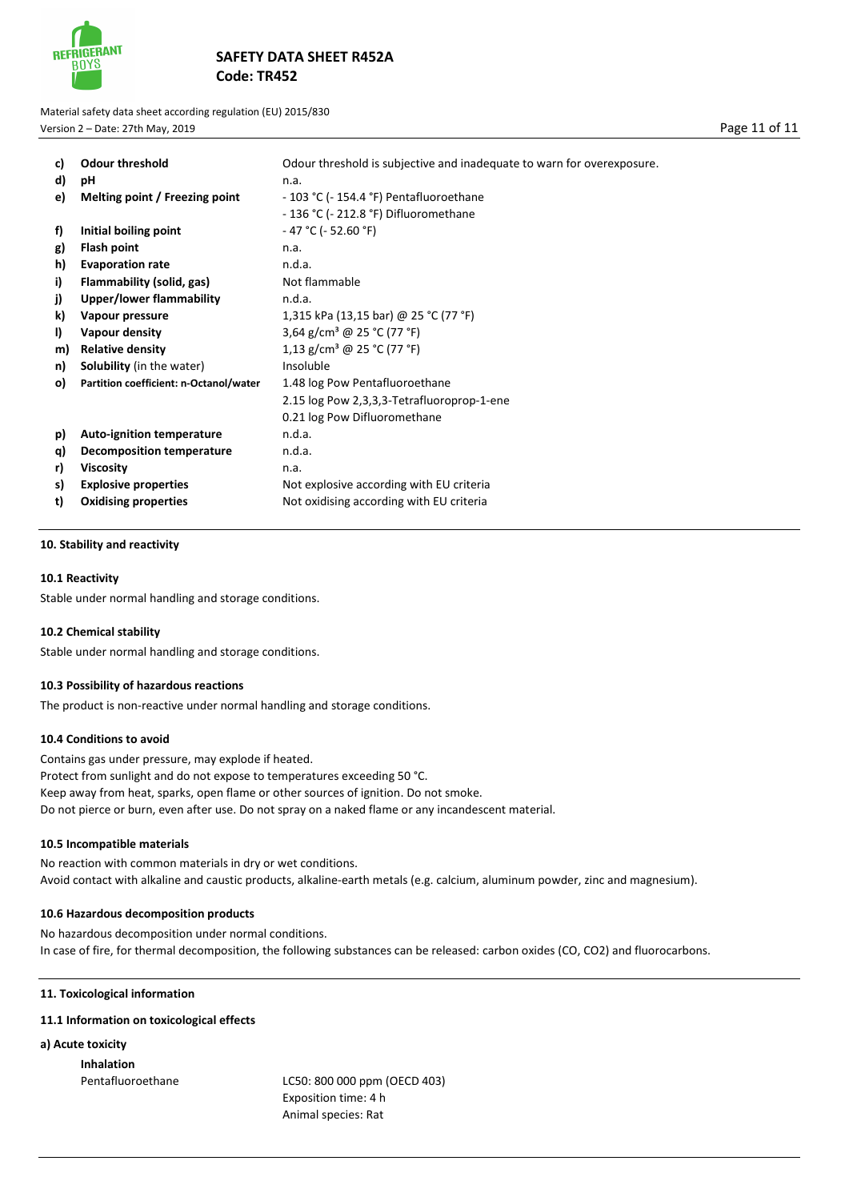| | | |
|---|---|---|
| c) | **Odour threshold** | Odour threshold is subjective and inadequate to warn for overexposure. |
| d) | **pH** | n.a. |
| e) | **Melting point / Freezing point** | - 103 °C (- 154.4 °F) Pentafluoroethane<br>- 136 °C (- 212.8 °F) Difluoromethane |
| f) | **Initial boiling point** | - 47 °C (- 52.60 °F) |
| g) | **Flash point** | n.a. |
| h) | **Evaporation rate** | n.d.a. |
| i) | **Flammability (solid, gas)** | Not flammable |
| j) | **Upper/lower flammability** | n.d.a. |
| k) | **Vapour pressure** | 1,315 kPa (13,15 bar) @ 25 °C (77 °F) |
| l) | **Vapour density** | 3,64 g/cm³ @ 25 °C (77 °F) |
| m) | **Relative density** | 1,13 g/cm³ @ 25 °C (77 °F) |
| n) | **Solubility** (in the water) | Insoluble |
| o) | **Partition coefficient: n-Octanol/water** | 1.48 log Pow Pentafluoroethane<br>2.15 log Pow 2,3,3,3-Tetrafluoroprop-1-ene<br>0.21 log Pow Difluoromethane |
| p) | **Auto-ignition temperature** | n.d.a. |
| q) | **Decomposition temperature** | n.d.a. |
| r) | **Viscosity** | n.a. |
| s) | **Explosive properties** | Not explosive according with EU criteria |
| t) | **Oxidising properties** | Not oxidising according with EU criteria |

## 10. Stability and reactivity

### 10.1 Reactivity

Stable under normal handling and storage conditions.

### 10.2 Chemical stability

Stable under normal handling and storage conditions.

### 10.3 Possibility of hazardous reactions

The product is non-reactive under normal handling and storage conditions.

### 10.4 Conditions to avoid

Contains gas under pressure, may explode if heated.
Protect from sunlight and do not expose to temperatures exceeding 50 °C.
Keep away from heat, sparks, open flame or other sources of ignition. Do not smoke.
Do not pierce or burn, even after use. Do not spray on a naked flame or any incandescent material.

### 10.5 Incompatible materials

No reaction with common materials in dry or wet conditions.
Avoid contact with alkaline and caustic products, alkaline-earth metals (e.g. calcium, aluminum powder, zinc and magnesium).

### 10.6 Hazardous decomposition products

No hazardous decomposition under normal conditions.
In case of fire, for thermal decomposition, the following substances can be released: carbon oxides (CO, $CO_2$) and fluorocarbons.

## 11. Toxicological information

### 11.1 Information on toxicological effects

**a) Acute toxicity**

**Inhalation**

| | |
|---|---|
| Pentafluoroethane | LC50: 800 000 ppm (OECD 403)<br>Exposition time: 4 h<br>Animal species: Rat |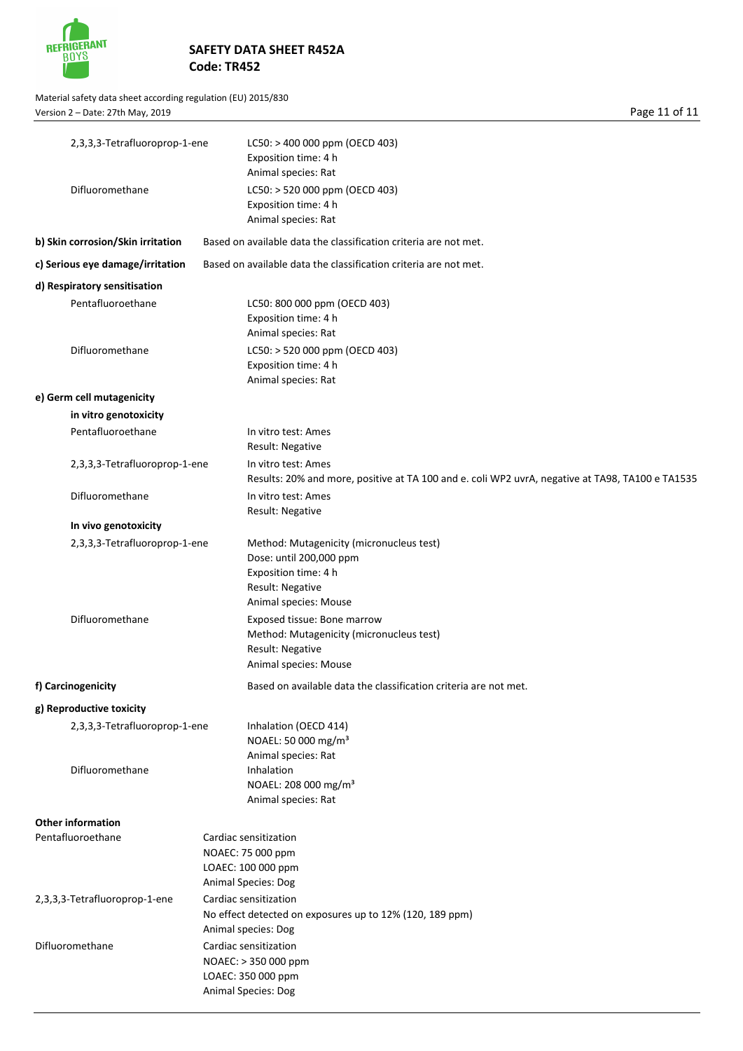| | |
|---|---|
| 2,3,3,3-Tetrafluoroprop-1-ene | LC50: > 400 000 ppm (OECD 403)<br>Exposition time: 4 h<br>Animal species: Rat |
| Difluoromethane | LC50: > 520 000 ppm (OECD 403)<br>Exposition time: 4 h<br>Animal species: Rat |

**b) Skin corrosion/Skin irritation** Based on available data the classification criteria are not met.

**c) Serious eye damage/irritation** Based on available data the classification criteria are not met.

**d) Respiratory sensitisation**

| | |
|---|---|
| Pentafluoroethane | LC50: 800 000 ppm (OECD 403)<br>Exposition time: 4 h<br>Animal species: Rat |
| Difluoromethane | LC50: > 520 000 ppm (OECD 403)<br>Exposition time: 4 h<br>Animal species: Rat |

**e) Germ cell mutagenicity**

**in vitro genotoxicity**

| | |
|---|---|
| Pentafluoroethane | In vitro test: Ames<br>Result: Negative |
| 2,3,3,3-Tetrafluoroprop-1-ene | In vitro test: Ames<br>Results: 20% and more, positive at TA 100 and e. coli WP2 uvrA, negative at TA98, TA100 e TA1535 |
| Difluoromethane | In vitro test: Ames<br>Result: Negative |

**In vivo genotoxicity**

| | |
|---|---|
| 2,3,3,3-Tetrafluoroprop-1-ene | Method: Mutagenicity (micronucleus test)<br>Dose: until 200,000 ppm<br>Exposition time: 4 h<br>Result: Negative<br>Animal species: Mouse |
| Difluoromethane | Exposed tissue: Bone marrow<br>Method: Mutagenicity (micronucleus test)<br>Result: Negative<br>Animal species: Mouse |

**f) Carcinogenicity** Based on available data the classification criteria are not met.

**g) Reproductive toxicity**

| | |
|---|---|
| 2,3,3,3-Tetrafluoroprop-1-ene | Inhalation (OECD 414)<br>NOAEL: 50 000 mg/m³<br>Animal species: Rat |
| Difluoromethane | Inhalation<br>NOAEL: 208 000 mg/m³<br>Animal species: Rat |

**Other information**

| | |
|---|---|
| Pentafluoroethane | Cardiac sensitization<br>NOAEC: 75 000 ppm<br>LOAEC: 100 000 ppm<br>Animal Species: Dog |
| 2,3,3,3-Tetrafluoroprop-1-ene | Cardiac sensitization<br>No effect detected on exposures up to 12% (120, 189 ppm)<br>Animal species: Dog |
| Difluoromethane | Cardiac sensitization<br>NOAEC: > 350 000 ppm<br>LOAEC: 350 000 ppm<br>Animal Species: Dog |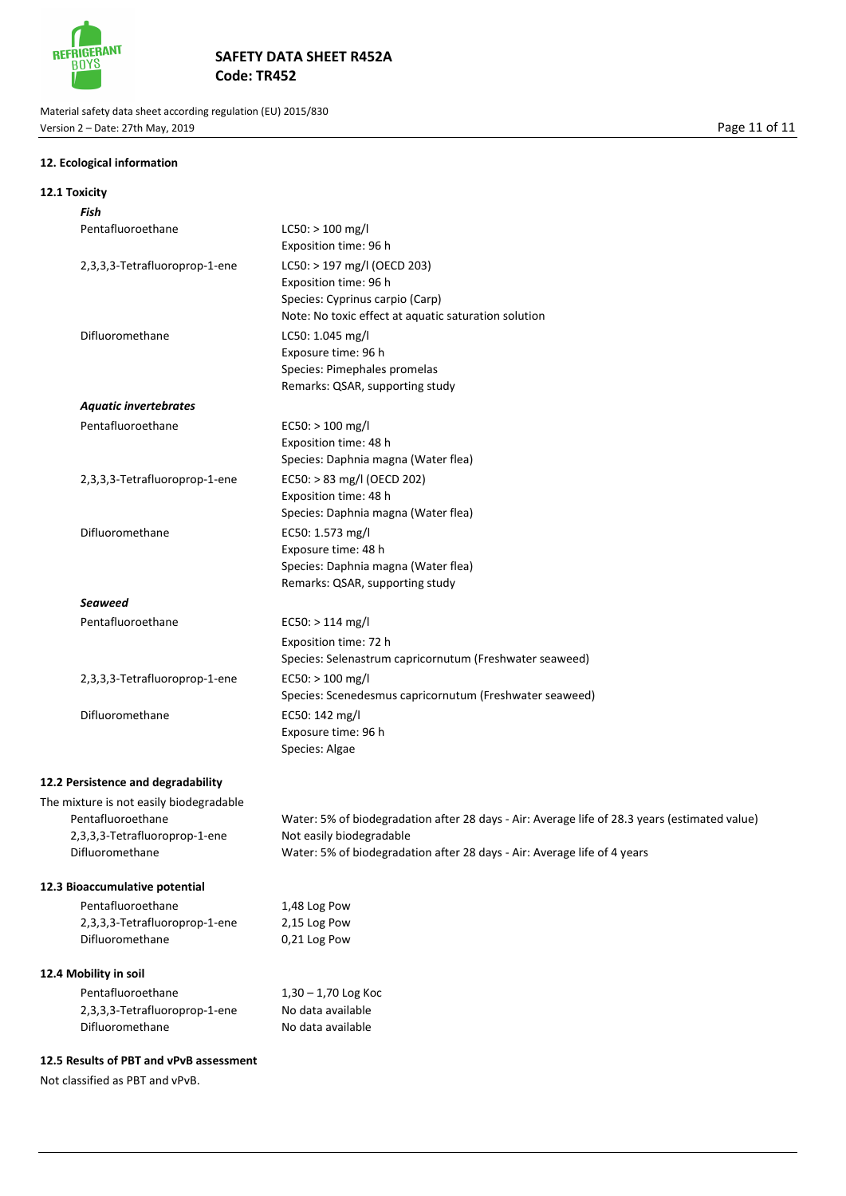## 12. Ecological information

### 12.1 Toxicity

***Fish***

| | |
|---|---|
| Pentafluoroethane | LC50: > 100 mg/l<br>Exposition time: 96 h |
| 2,3,3,3-Tetrafluoroprop-1-ene | LC50: > 197 mg/l (OECD 203)<br>Exposition time: 96 h<br>Species: Cyprinus carpio (Carp)<br>Note: No toxic effect at aquatic saturation solution |
| Difluoromethane | LC50: 1.045 mg/l<br>Exposure time: 96 h<br>Species: Pimephales promelas<br>Remarks: QSAR, supporting study |

***Aquatic invertebrates***

| | |
|---|---|
| Pentafluoroethane | EC50: > 100 mg/l<br>Exposition time: 48 h<br>Species: Daphnia magna (Water flea) |
| 2,3,3,3-Tetrafluoroprop-1-ene | EC50: > 83 mg/l (OECD 202)<br>Exposition time: 48 h<br>Species: Daphnia magna (Water flea) |
| Difluoromethane | EC50: 1.573 mg/l<br>Exposure time: 48 h<br>Species: Daphnia magna (Water flea)<br>Remarks: QSAR, supporting study |

***Seaweed***

| | |
|---|---|
| Pentafluoroethane | EC50: > 114 mg/l<br>Exposition time: 72 h<br>Species: Selenastrum capricornutum (Freshwater seaweed) |
| 2,3,3,3-Tetrafluoroprop-1-ene | EC50: > 100 mg/l<br>Species: Scenedesmus capricornutum (Freshwater seaweed) |
| Difluoromethane | EC50: 142 mg/l<br>Exposure time: 96 h<br>Species: Algae |

### 12.2 Persistence and degradability

The mixture is not easily biodegradable

| | |
|---|---|
| Pentafluoroethane | Water: 5% of biodegradation after 28 days - Air: Average life of 28.3 years (estimated value) |
| 2,3,3,3-Tetrafluoroprop-1-ene | Not easily biodegradable |
| Difluoromethane | Water: 5% of biodegradation after 28 days - Air: Average life of 4 years |

### 12.3 Bioaccumulative potential

| | |
|---|---|
| Pentafluoroethane | 1,48 Log Pow |
| 2,3,3,3-Tetrafluoroprop-1-ene | 2,15 Log Pow |
| Difluoromethane | 0,21 Log Pow |

### 12.4 Mobility in soil

| | |
|---|---|
| Pentafluoroethane | 1,30 – 1,70 Log Koc |
| 2,3,3,3-Tetrafluoroprop-1-ene | No data available |
| Difluoromethane | No data available |

### 12.5 Results of PBT and vPvB assessment

Not classified as PBT and vPvB.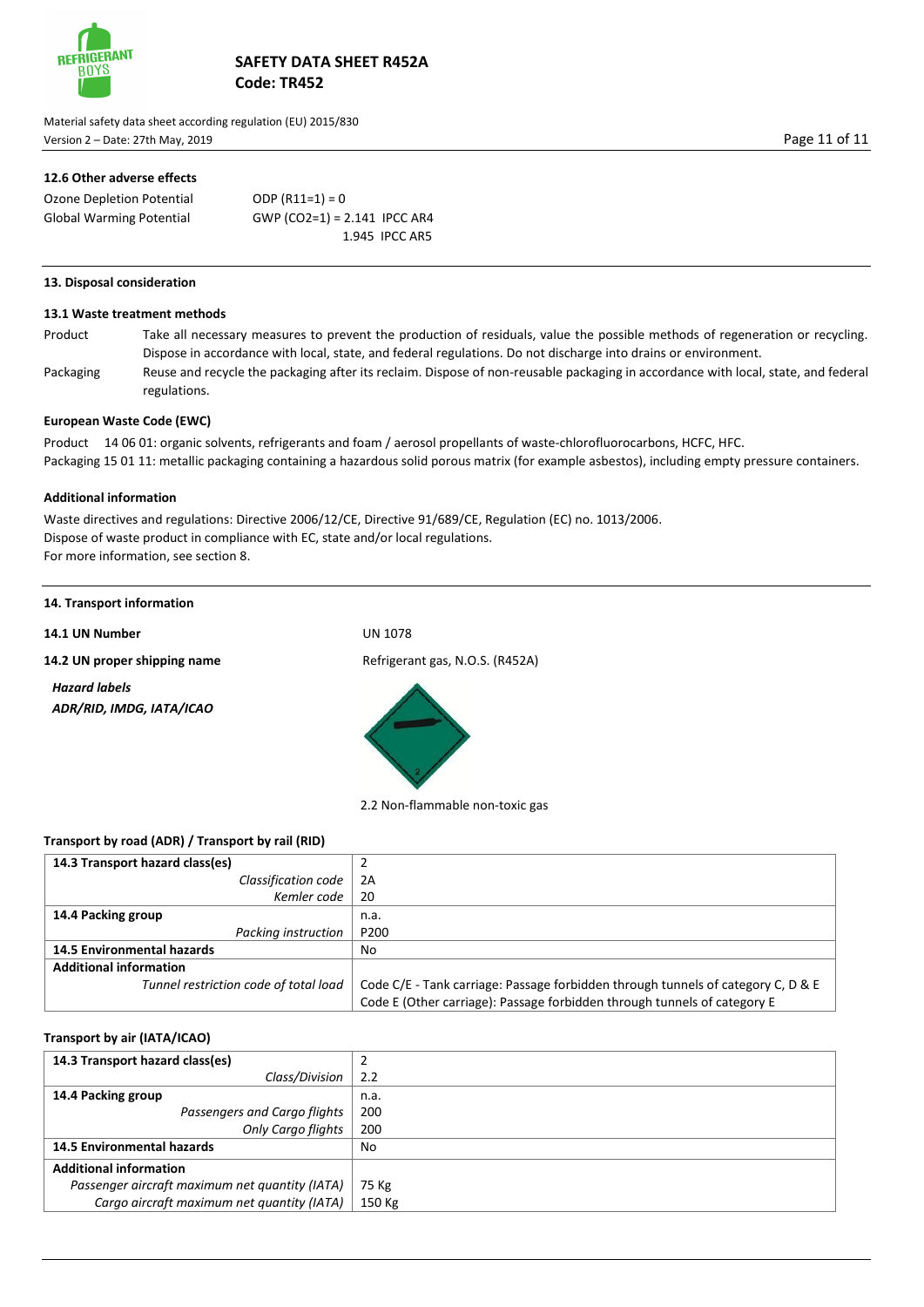#### 12.6 Other adverse effects

| | |
|---|---|
| Ozone Depletion Potential | ODP (R11=1) = 0 |
| Global Warming Potential | GWP ($CO_2$=1) = 2.141 IPCC AR4 |
| | 1.945 IPCC AR5 |

### 13. Disposal consideration

#### 13.1 Waste treatment methods

**Product** Take all necessary measures to prevent the production of residuals, value the possible methods of regeneration or recycling. Dispose in accordance with local, state, and federal regulations. Do not discharge into drains or environment.

**Packaging** Reuse and recycle the packaging after its reclaim. Dispose of non-reusable packaging in accordance with local, state, and federal regulations.

#### European Waste Code (EWC)

Product 14 06 01: organic solvents, refrigerants and foam / aerosol propellants of waste-chlorofluorocarbons, HCFC, HFC.
Packaging 15 01 11: metallic packaging containing a hazardous solid porous matrix (for example asbestos), including empty pressure containers.

#### Additional information

Waste directives and regulations: Directive 2006/12/CE, Directive 91/689/CE, Regulation (EC) no. 1013/2006.
Dispose of waste product in compliance with EC, state and/or local regulations.
For more information, see section 8.

### 14. Transport information

**14.1 UN Number** UN 1078

**14.2 UN proper shipping name** Refrigerant gas, N.O.S. (R452A)

***Hazard labels***
***ADR/RID, IMDG, IATA/ICAO***

2.2 Non-flammable non-toxic gas

#### Transport by road (ADR) / Transport by rail (RID)

| | |
|---|---|
| **14.3 Transport hazard class(es)** | 2 |
| *Classification code* | 2A |
| *Kemler code* | 20 |
| **14.4 Packing group** | n.a. |
| *Packing instruction* | P200 |
| **14.5 Environmental hazards** | No |
| **Additional information** | |
| *Tunnel restriction code of total load* | Code C/E - Tank carriage: Passage forbidden through tunnels of category C, D & E<br>Code E (Other carriage): Passage forbidden through tunnels of category E |

#### Transport by air (IATA/ICAO)

| | |
|---|---|
| **14.3 Transport hazard class(es)** | 2 |
| *Class/Division* | 2.2 |
| **14.4 Packing group** | n.a. |
| *Passengers and Cargo flights* | 200 |
| *Only Cargo flights* | 200 |
| **14.5 Environmental hazards** | No |
| **Additional information** | |
| *Passenger aircraft maximum net quantity (IATA)* | 75 Kg |
| *Cargo aircraft maximum net quantity (IATA)* | 150 Kg |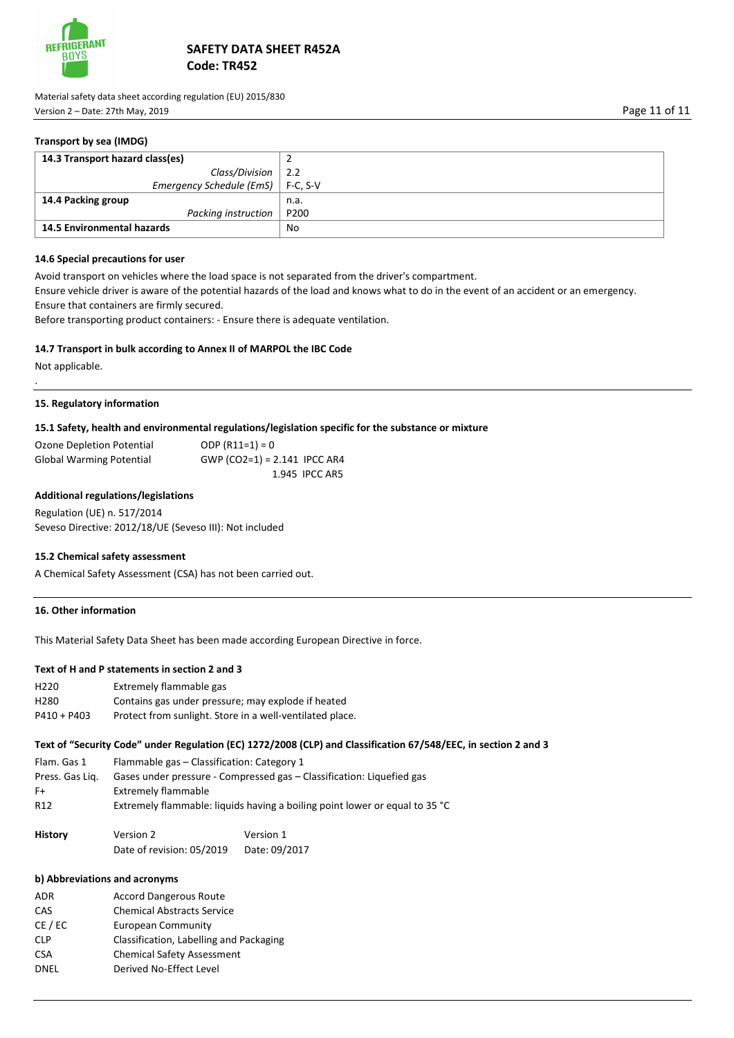**Transport by sea (IMDG)**

| 14.3 Transport hazard class(es) | 2 |
|---|---|
| *Class/Division* | 2.2 |
| *Emergency Schedule (EmS)* | F-C, S-V |
| **14.4 Packing group** | n.a. |
| *Packing instruction* | P200 |
| **14.5 Environmental hazards** | No |

**14.6 Special precautions for user**

Avoid transport on vehicles where the load space is not separated from the driver's compartment.
Ensure vehicle driver is aware of the potential hazards of the load and knows what to do in the event of an accident or an emergency.
Ensure that containers are firmly secured.
Before transporting product containers: - Ensure there is adequate ventilation.

**14.7 Transport in bulk according to Annex II of MARPOL the IBC Code**

Not applicable.

.

## 15. Regulatory information

**15.1 Safety, health and environmental regulations/legislation specific for the substance or mixture**

| | |
|---|---|
| Ozone Depletion Potential | ODP (R11=1) = 0 |
| Global Warming Potential | GWP ($CO_2$=1) = 2.141 IPCC AR4 |
| | 1.945 IPCC AR5 |

**Additional regulations/legislations**

Regulation (UE) n. 517/2014
Seveso Directive: 2012/18/UE (Seveso III): Not included

**15.2 Chemical safety assessment**

A Chemical Safety Assessment (CSA) has not been carried out.

## 16. Other information

This Material Safety Data Sheet has been made according European Directive in force.

**Text of H and P statements in section 2 and 3**

| | |
|---|---|
| H220 | Extremely flammable gas |
| H280 | Contains gas under pressure; may explode if heated |
| P410 + P403 | Protect from sunlight. Store in a well-ventilated place. |

**Text of "Security Code" under Regulation (EC) 1272/2008 (CLP) and Classification 67/548/EEC, in section 2 and 3**

| | |
|---|---|
| Flam. Gas 1 | Flammable gas – Classification: Category 1 |
| Press. Gas Liq. | Gases under pressure - Compressed gas – Classification: Liquefied gas |
| F+ | Extremely flammable |
| R12 | Extremely flammable: liquids having a boiling point lower or equal to 35 °C |

| **History** | Version 2 | Version 1 |
|---|---|---|
| | Date of revision: 05/2019 | Date: 09/2017 |

**b) Abbreviations and acronyms**

| | |
|---|---|
| ADR | Accord Dangerous Route |
| CAS | Chemical Abstracts Service |
| CE / EC | European Community |
| CLP | Classification, Labelling and Packaging |
| CSA | Chemical Safety Assessment |
| DNEL | Derived No-Effect Level |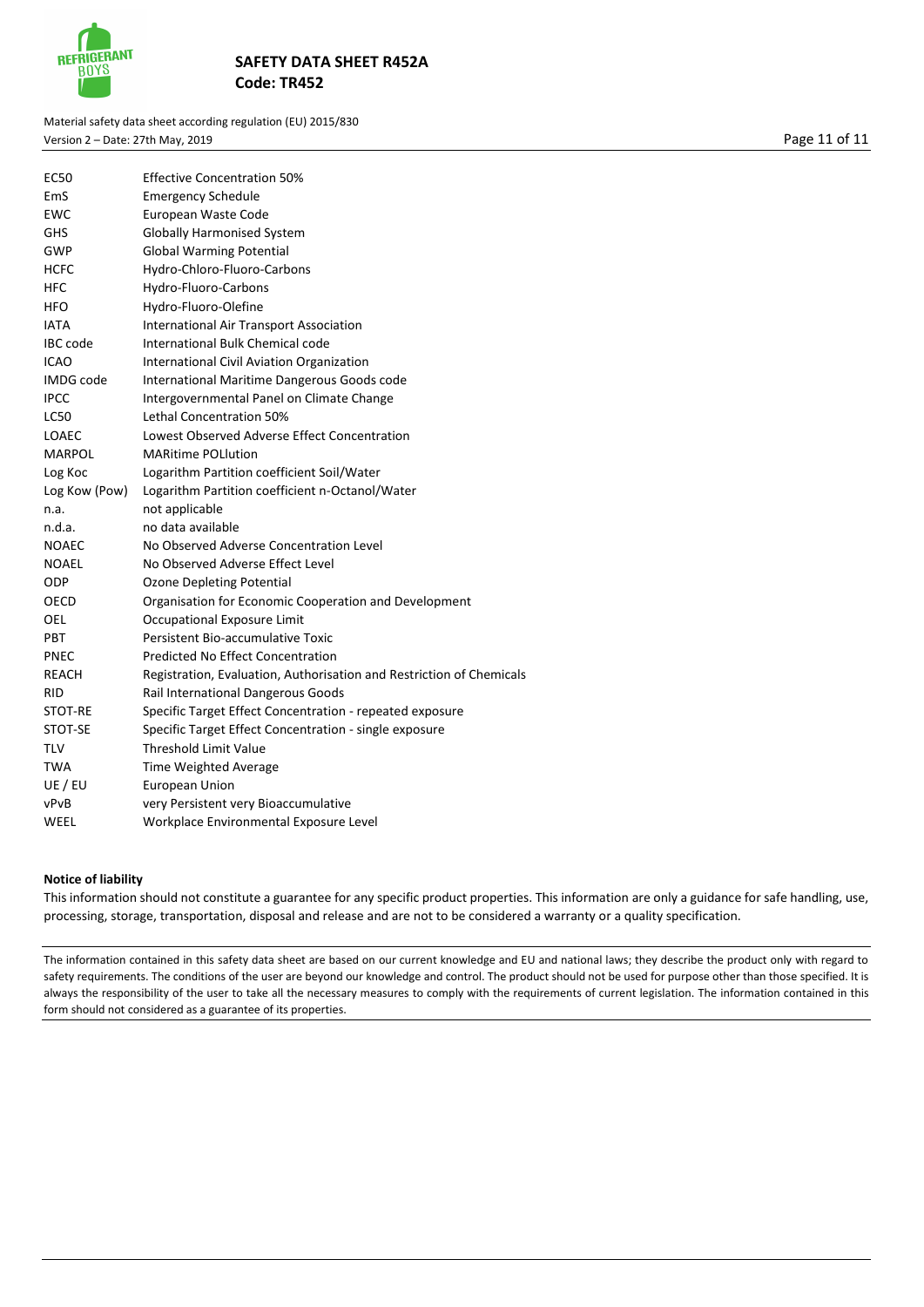| | |
|---|---|
| EC50 | Effective Concentration 50% |
| EmS | Emergency Schedule |
| EWC | European Waste Code |
| GHS | Globally Harmonised System |
| GWP | Global Warming Potential |
| HCFC | Hydro-Chloro-Fluoro-Carbons |
| HFC | Hydro-Fluoro-Carbons |
| HFO | Hydro-Fluoro-Olefine |
| IATA | International Air Transport Association |
| IBC code | International Bulk Chemical code |
| ICAO | International Civil Aviation Organization |
| IMDG code | International Maritime Dangerous Goods code |
| IPCC | Intergovernmental Panel on Climate Change |
| LC50 | Lethal Concentration 50% |
| LOAEC | Lowest Observed Adverse Effect Concentration |
| MARPOL | MARitime POLlution |
| Log Koc | Logarithm Partition coefficient Soil/Water |
| Log Kow (Pow) | Logarithm Partition coefficient n-Octanol/Water |
| n.a. | not applicable |
| n.d.a. | no data available |
| NOAEC | No Observed Adverse Concentration Level |
| NOAEL | No Observed Adverse Effect Level |
| ODP | Ozone Depleting Potential |
| OECD | Organisation for Economic Cooperation and Development |
| OEL | Occupational Exposure Limit |
| PBT | Persistent Bio-accumulative Toxic |
| PNEC | Predicted No Effect Concentration |
| REACH | Registration, Evaluation, Authorisation and Restriction of Chemicals |
| RID | Rail International Dangerous Goods |
| STOT-RE | Specific Target Effect Concentration - repeated exposure |
| STOT-SE | Specific Target Effect Concentration - single exposure |
| TLV | Threshold Limit Value |
| TWA | Time Weighted Average |
| UE / EU | European Union |
| vPvB | very Persistent very Bioaccumulative |
| WEEL | Workplace Environmental Exposure Level |

**Notice of liability**

This information should not constitute a guarantee for any specific product properties. This information are only a guidance for safe handling, use, processing, storage, transportation, disposal and release and are not to be considered a warranty or a quality specification.

The information contained in this safety data sheet are based on our current knowledge and EU and national laws; they describe the product only with regard to safety requirements. The conditions of the user are beyond our knowledge and control. The product should not be used for purpose other than those specified. It is always the responsibility of the user to take all the necessary measures to comply with the requirements of current legislation. The information contained in this form should not considered as a guarantee of its properties.